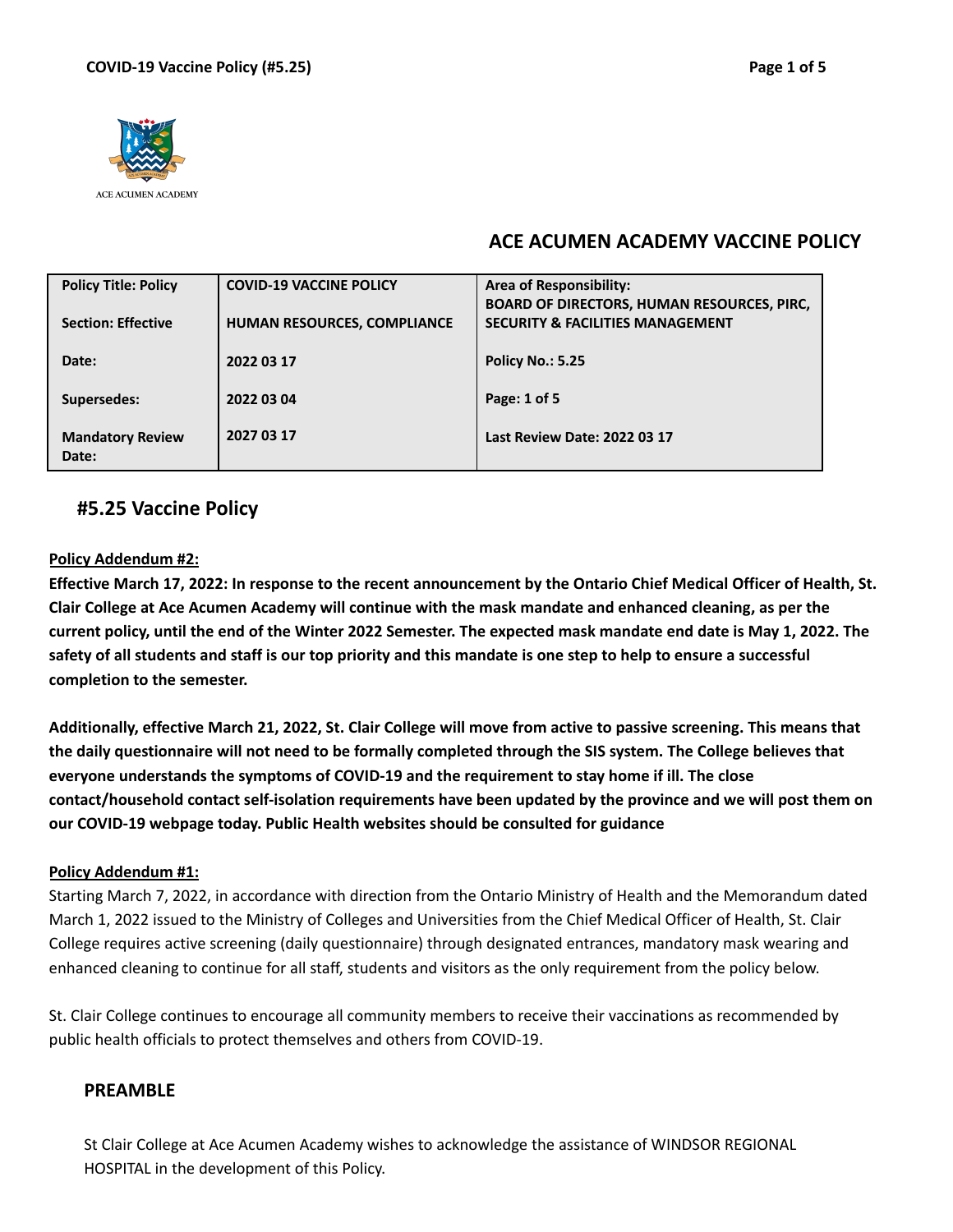ACE ACUMEN ACADEMY

## ACE ACUMEN ACADEMY VACCINE POLICY

| | | |
|---|---|---|
| **Policy Title: Policy** | **COVID-19 VACCINE POLICY** | **Area of Responsibility:** **BOARD OF DIRECTORS, HUMAN RESOURCES, PIRC, SECURITY & FACILITIES MANAGEMENT** |
| **Section: Effective** | **HUMAN RESOURCES, COMPLIANCE** | |
| **Date:** | **2022 03 17** | **Policy No.: 5.25** |
| **Supersedes:** | **2022 03 04** | **Page: 1 of 5** |
| **Mandatory Review Date:** | **2027 03 17** | **Last Review Date: 2022 03 17** |

## #5.25 Vaccine Policy

**Policy Addendum #2:**

**Effective March 17, 2022: In response to the recent announcement by the Ontario Chief Medical Officer of Health, St. Clair College at Ace Acumen Academy will continue with the mask mandate and enhanced cleaning, as per the current policy, until the end of the Winter 2022 Semester. The expected mask mandate end date is May 1, 2022. The safety of all students and staff is our top priority and this mandate is one step to help to ensure a successful completion to the semester.**

**Additionally, effective March 21, 2022, St. Clair College will move from active to passive screening. This means that the daily questionnaire will not need to be formally completed through the SIS system. The College believes that everyone understands the symptoms of COVID-19 and the requirement to stay home if ill. The close contact/household contact self-isolation requirements have been updated by the province and we will post them on our COVID-19 webpage today. Public Health websites should be consulted for guidance**

**Policy Addendum #1:**

Starting March 7, 2022, in accordance with direction from the Ontario Ministry of Health and the Memorandum dated March 1, 2022 issued to the Ministry of Colleges and Universities from the Chief Medical Officer of Health, St. Clair College requires active screening (daily questionnaire) through designated entrances, mandatory mask wearing and enhanced cleaning to continue for all staff, students and visitors as the only requirement from the policy below.

St. Clair College continues to encourage all community members to receive their vaccinations as recommended by public health officials to protect themselves and others from COVID-19.

### PREAMBLE

St Clair College at Ace Acumen Academy wishes to acknowledge the assistance of WINDSOR REGIONAL HOSPITAL in the development of this Policy.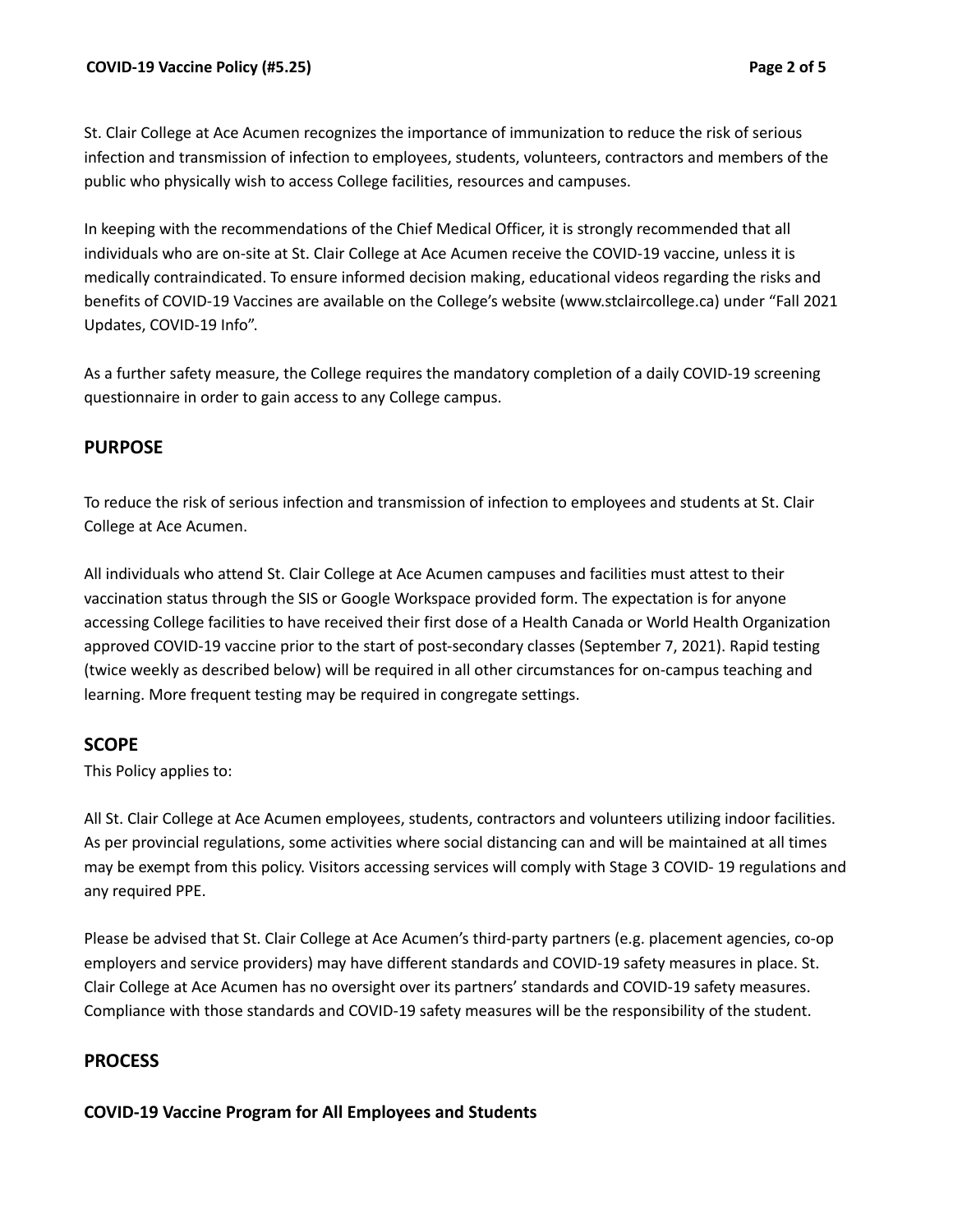St. Clair College at Ace Acumen recognizes the importance of immunization to reduce the risk of serious infection and transmission of infection to employees, students, volunteers, contractors and members of the public who physically wish to access College facilities, resources and campuses.

In keeping with the recommendations of the Chief Medical Officer, it is strongly recommended that all individuals who are on-site at St. Clair College at Ace Acumen receive the COVID-19 vaccine, unless it is medically contraindicated. To ensure informed decision making, educational videos regarding the risks and benefits of COVID-19 Vaccines are available on the College's website (www.stclaircollege.ca) under "Fall 2021 Updates, COVID-19 Info".

As a further safety measure, the College requires the mandatory completion of a daily COVID-19 screening questionnaire in order to gain access to any College campus.

## PURPOSE

To reduce the risk of serious infection and transmission of infection to employees and students at St. Clair College at Ace Acumen.

All individuals who attend St. Clair College at Ace Acumen campuses and facilities must attest to their vaccination status through the SIS or Google Workspace provided form. The expectation is for anyone accessing College facilities to have received their first dose of a Health Canada or World Health Organization approved COVID-19 vaccine prior to the start of post-secondary classes (September 7, 2021). Rapid testing (twice weekly as described below) will be required in all other circumstances for on-campus teaching and learning. More frequent testing may be required in congregate settings.

## SCOPE

This Policy applies to:

All St. Clair College at Ace Acumen employees, students, contractors and volunteers utilizing indoor facilities. As per provincial regulations, some activities where social distancing can and will be maintained at all times may be exempt from this policy. Visitors accessing services will comply with Stage 3 COVID- 19 regulations and any required PPE.

Please be advised that St. Clair College at Ace Acumen's third-party partners (e.g. placement agencies, co-op employers and service providers) may have different standards and COVID-19 safety measures in place. St. Clair College at Ace Acumen has no oversight over its partners' standards and COVID-19 safety measures. Compliance with those standards and COVID-19 safety measures will be the responsibility of the student.

## PROCESS

### COVID-19 Vaccine Program for All Employees and Students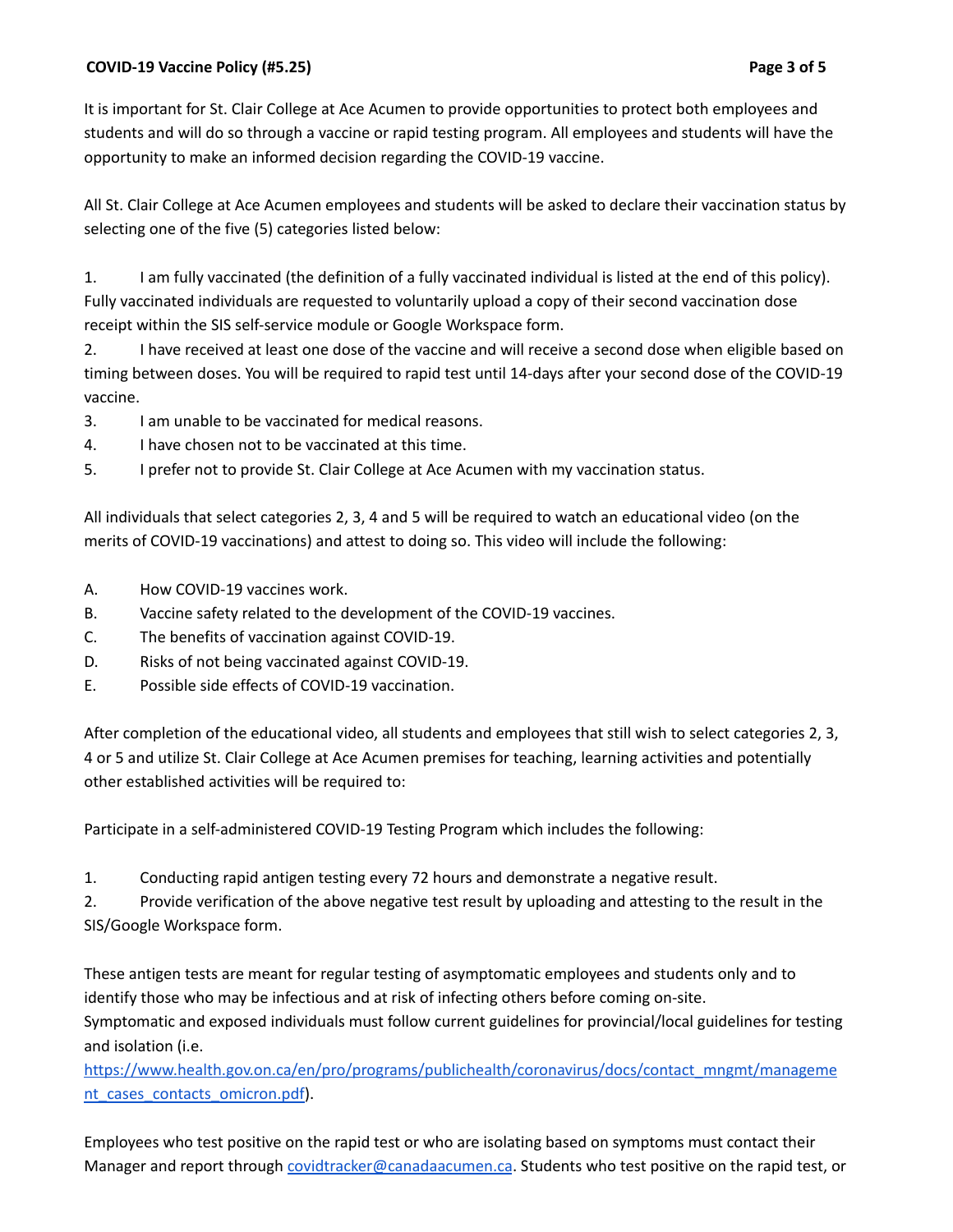It is important for St. Clair College at Ace Acumen to provide opportunities to protect both employees and students and will do so through a vaccine or rapid testing program. All employees and students will have the opportunity to make an informed decision regarding the COVID-19 vaccine.

All St. Clair College at Ace Acumen employees and students will be asked to declare their vaccination status by selecting one of the five (5) categories listed below:

1. I am fully vaccinated (the definition of a fully vaccinated individual is listed at the end of this policy). Fully vaccinated individuals are requested to voluntarily upload a copy of their second vaccination dose receipt within the SIS self-service module or Google Workspace form.
2. I have received at least one dose of the vaccine and will receive a second dose when eligible based on timing between doses. You will be required to rapid test until 14-days after your second dose of the COVID-19 vaccine.
3. I am unable to be vaccinated for medical reasons.
4. I have chosen not to be vaccinated at this time.
5. I prefer not to provide St. Clair College at Ace Acumen with my vaccination status.

All individuals that select categories 2, 3, 4 and 5 will be required to watch an educational video (on the merits of COVID-19 vaccinations) and attest to doing so. This video will include the following:

A. How COVID-19 vaccines work.
B. Vaccine safety related to the development of the COVID-19 vaccines.
C. The benefits of vaccination against COVID-19.
D. Risks of not being vaccinated against COVID-19.
E. Possible side effects of COVID-19 vaccination.

After completion of the educational video, all students and employees that still wish to select categories 2, 3, 4 or 5 and utilize St. Clair College at Ace Acumen premises for teaching, learning activities and potentially other established activities will be required to:

Participate in a self-administered COVID-19 Testing Program which includes the following:

1. Conducting rapid antigen testing every 72 hours and demonstrate a negative result.
2. Provide verification of the above negative test result by uploading and attesting to the result in the SIS/Google Workspace form.

These antigen tests are meant for regular testing of asymptomatic employees and students only and to identify those who may be infectious and at risk of infecting others before coming on-site.
Symptomatic and exposed individuals must follow current guidelines for provincial/local guidelines for testing and isolation (i.e. [https://www.health.gov.on.ca/en/pro/programs/publichealth/coronavirus/docs/contact_mngmt/management_cases_contacts_omicron.pdf](https://www.health.gov.on.ca/en/pro/programs/publichealth/coronavirus/docs/contact_mngmt/management_cases_contacts_omicron.pdf)).

Employees who test positive on the rapid test or who are isolating based on symptoms must contact their Manager and report through covidtracker@canadaacumen.ca. Students who test positive on the rapid test, or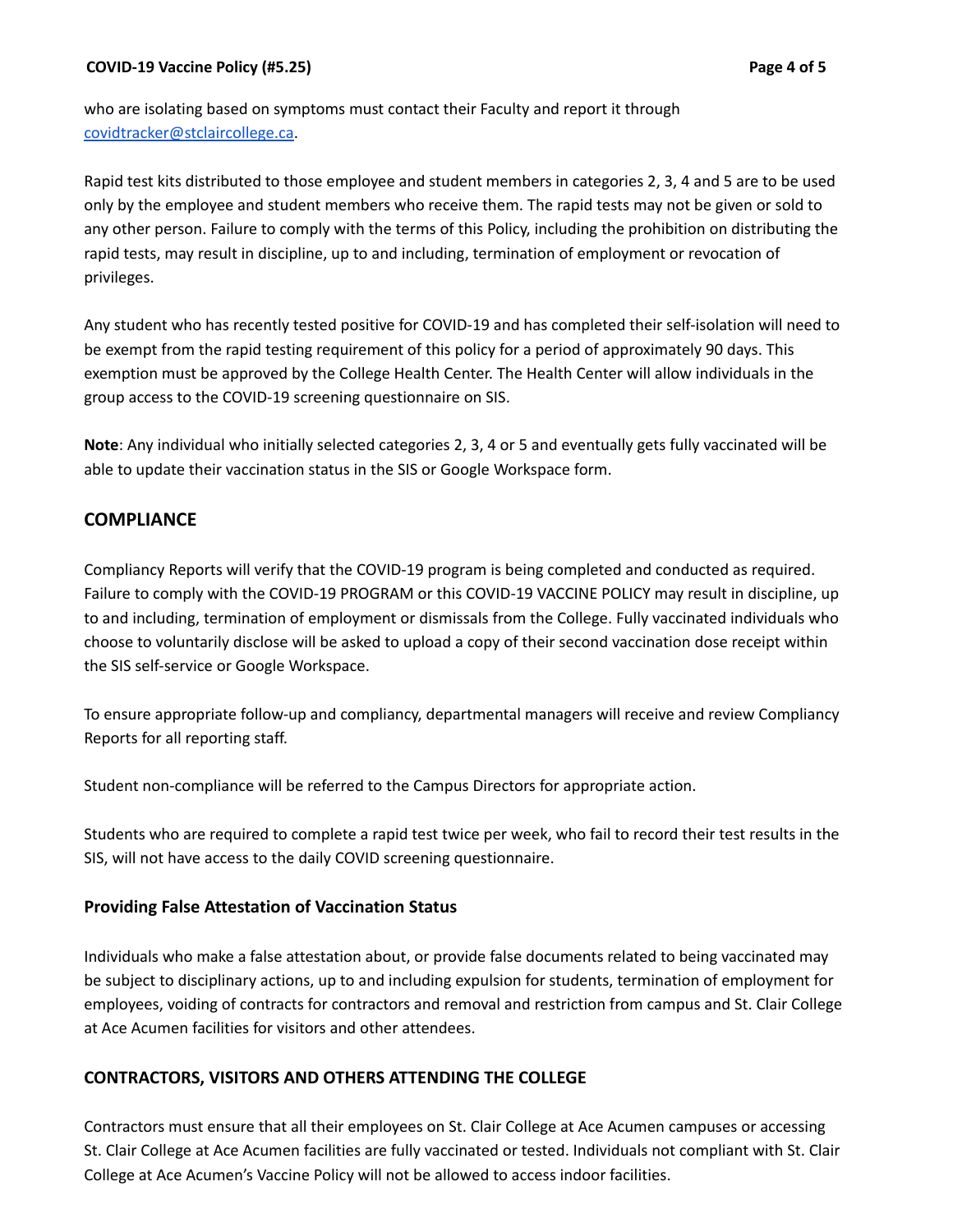who are isolating based on symptoms must contact their Faculty and report it through [covidtracker@stclaircollege.ca](mailto:covidtracker@stclaircollege.ca).

Rapid test kits distributed to those employee and student members in categories 2, 3, 4 and 5 are to be used only by the employee and student members who receive them. The rapid tests may not be given or sold to any other person. Failure to comply with the terms of this Policy, including the prohibition on distributing the rapid tests, may result in discipline, up to and including, termination of employment or revocation of privileges.

Any student who has recently tested positive for COVID-19 and has completed their self-isolation will need to be exempt from the rapid testing requirement of this policy for a period of approximately 90 days. This exemption must be approved by the College Health Center. The Health Center will allow individuals in the group access to the COVID-19 screening questionnaire on SIS.

**Note**: Any individual who initially selected categories 2, 3, 4 or 5 and eventually gets fully vaccinated will be able to update their vaccination status in the SIS or Google Workspace form.

## COMPLIANCE

Compliancy Reports will verify that the COVID-19 program is being completed and conducted as required. Failure to comply with the COVID-19 PROGRAM or this COVID-19 VACCINE POLICY may result in discipline, up to and including, termination of employment or dismissals from the College. Fully vaccinated individuals who choose to voluntarily disclose will be asked to upload a copy of their second vaccination dose receipt within the SIS self-service or Google Workspace.

To ensure appropriate follow-up and compliancy, departmental managers will receive and review Compliancy Reports for all reporting staff.

Student non-compliance will be referred to the Campus Directors for appropriate action.

Students who are required to complete a rapid test twice per week, who fail to record their test results in the SIS, will not have access to the daily COVID screening questionnaire.

### Providing False Attestation of Vaccination Status

Individuals who make a false attestation about, or provide false documents related to being vaccinated may be subject to disciplinary actions, up to and including expulsion for students, termination of employment for employees, voiding of contracts for contractors and removal and restriction from campus and St. Clair College at Ace Acumen facilities for visitors and other attendees.

### CONTRACTORS, VISITORS AND OTHERS ATTENDING THE COLLEGE

Contractors must ensure that all their employees on St. Clair College at Ace Acumen campuses or accessing St. Clair College at Ace Acumen facilities are fully vaccinated or tested. Individuals not compliant with St. Clair College at Ace Acumen's Vaccine Policy will not be allowed to access indoor facilities.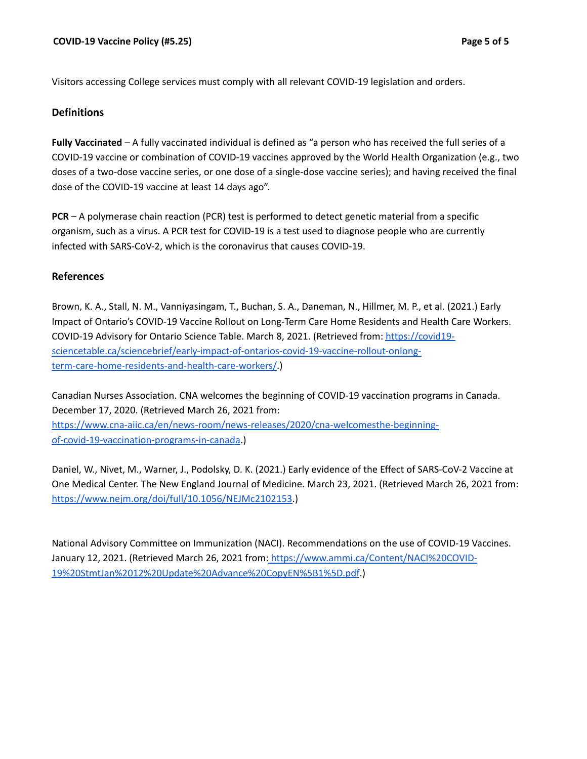Visitors accessing College services must comply with all relevant COVID-19 legislation and orders.

## Definitions

**Fully Vaccinated** – A fully vaccinated individual is defined as "a person who has received the full series of a COVID-19 vaccine or combination of COVID-19 vaccines approved by the World Health Organization (e.g., two doses of a two-dose vaccine series, or one dose of a single-dose vaccine series); and having received the final dose of the COVID-19 vaccine at least 14 days ago".

**PCR** – A polymerase chain reaction (PCR) test is performed to detect genetic material from a specific organism, such as a virus. A PCR test for COVID-19 is a test used to diagnose people who are currently infected with SARS-CoV-2, which is the coronavirus that causes COVID-19.

## References

Brown, K. A., Stall, N. M., Vanniyasingam, T., Buchan, S. A., Daneman, N., Hillmer, M. P., et al. (2021.) Early Impact of Ontario's COVID-19 Vaccine Rollout on Long-Term Care Home Residents and Health Care Workers. COVID-19 Advisory for Ontario Science Table. March 8, 2021. (Retrieved from: [https://covid19-sciencetable.ca/sciencebrief/early-impact-of-ontarios-covid-19-vaccine-rollout-onlong-term-care-home-residents-and-health-care-workers/](https://covid19-sciencetable.ca/sciencebrief/early-impact-of-ontarios-covid-19-vaccine-rollout-onlong-term-care-home-residents-and-health-care-workers/).)

Canadian Nurses Association. CNA welcomes the beginning of COVID-19 vaccination programs in Canada. December 17, 2020. (Retrieved March 26, 2021 from: [https://www.cna-aiic.ca/en/news-room/news-releases/2020/cna-welcomesthe-beginning-of-covid-19-vaccination-programs-in-canada](https://www.cna-aiic.ca/en/news-room/news-releases/2020/cna-welcomesthe-beginning-of-covid-19-vaccination-programs-in-canada).)

Daniel, W., Nivet, M., Warner, J., Podolsky, D. K. (2021.) Early evidence of the Effect of SARS-CoV-2 Vaccine at One Medical Center. The New England Journal of Medicine. March 23, 2021. (Retrieved March 26, 2021 from: [https://www.nejm.org/doi/full/10.1056/NEJMc2102153](https://www.nejm.org/doi/full/10.1056/NEJMc2102153).)

National Advisory Committee on Immunization (NACI). Recommendations on the use of COVID-19 Vaccines. January 12, 2021. (Retrieved March 26, 2021 from: [https://www.ammi.ca/Content/NACI%20COVID-19%20StmtJan%2012%20Update%20Advance%20CopyEN%5B1%5D.pdf](https://www.ammi.ca/Content/NACI%20COVID-19%20StmtJan%2012%20Update%20Advance%20CopyEN%5B1%5D.pdf).)